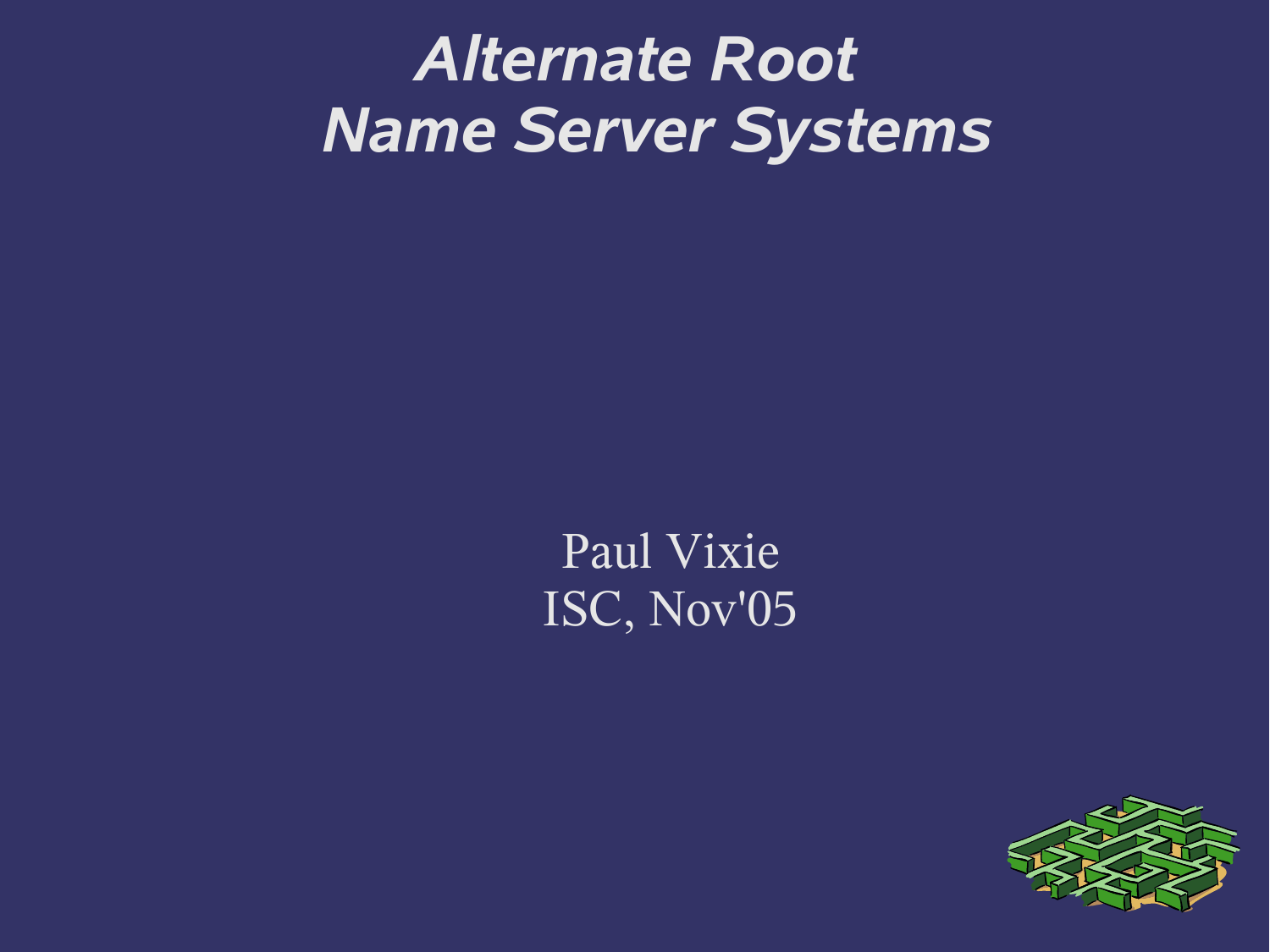# *Alternate Root Name Server Systems*

Paul Vixie
ISC, Nov'05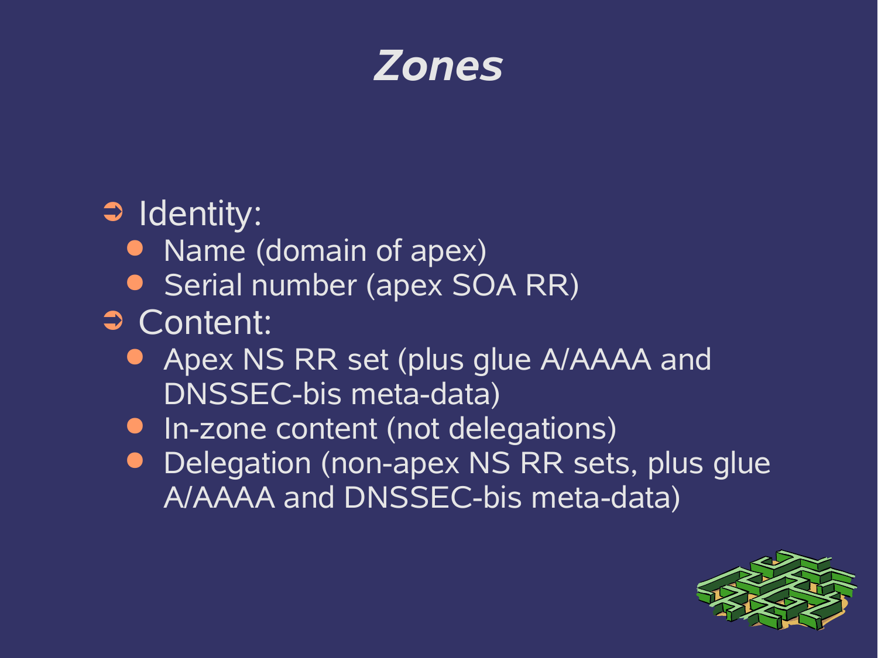# *Zones*

- Identity:
  - Name (domain of apex)
  - Serial number (apex SOA RR)
- Content:
  - Apex NS RR set (plus glue A/AAAA and DNSSEC-bis meta-data)
  - In-zone content (not delegations)
  - Delegation (non-apex NS RR sets, plus glue A/AAAA and DNSSEC-bis meta-data)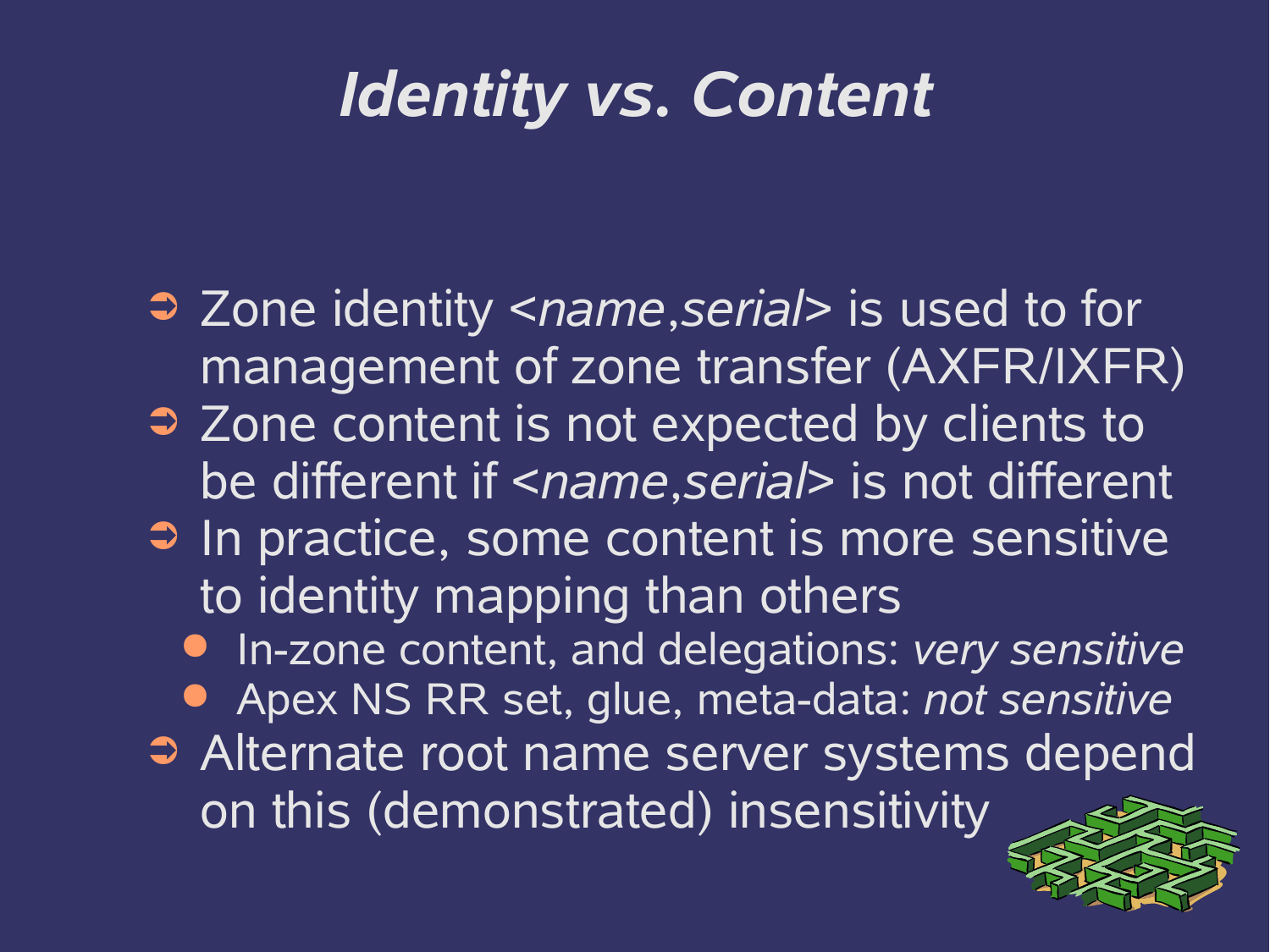# *Identity vs. Content*

- Zone identity <*name*,*serial*> is used to for management of zone transfer (AXFR/IXFR)
- Zone content is not expected by clients to be different if <*name*,*serial*> is not different
- In practice, some content is more sensitive to identity mapping than others
  - In-zone content, and delegations: *very sensitive*
  - Apex NS RR set, glue, meta-data: *not sensitive*
- Alternate root name server systems depend on this (demonstrated) insensitivity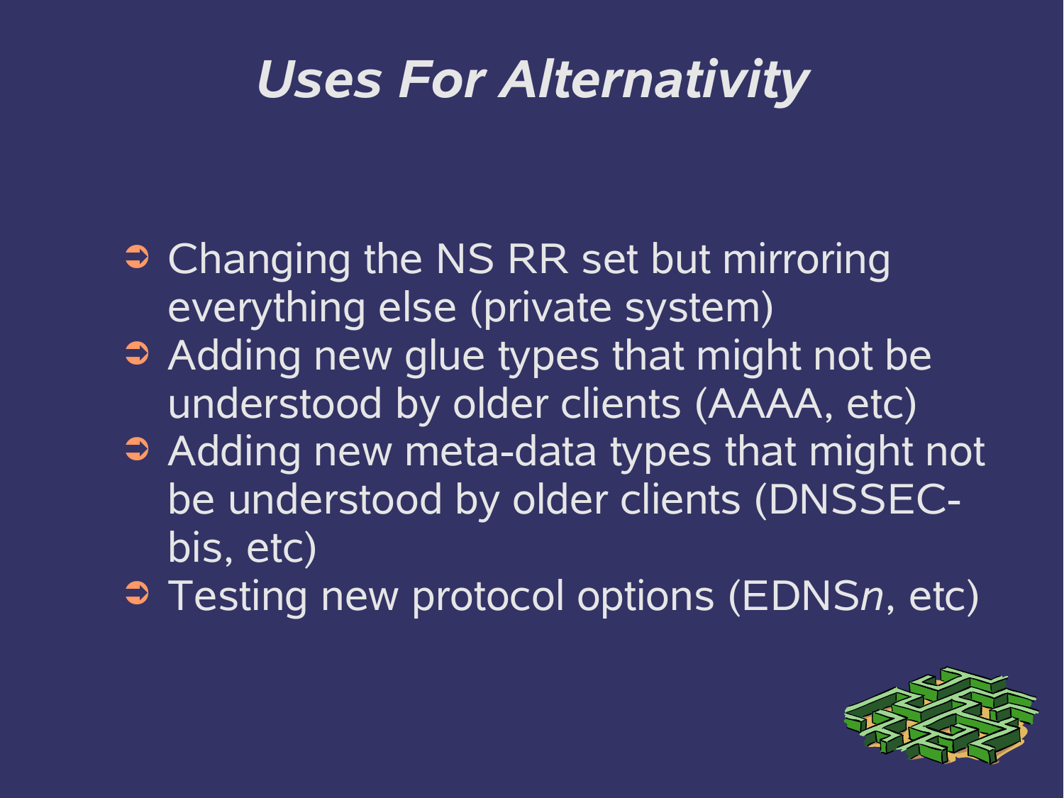# *Uses For Alternativity*

- Changing the NS RR set but mirroring everything else (private system)
- Adding new glue types that might not be understood by older clients (AAAA, etc)
- Adding new meta-data types that might not be understood by older clients (DNSSEC-bis, etc)
- Testing new protocol options (EDNS*n*, etc)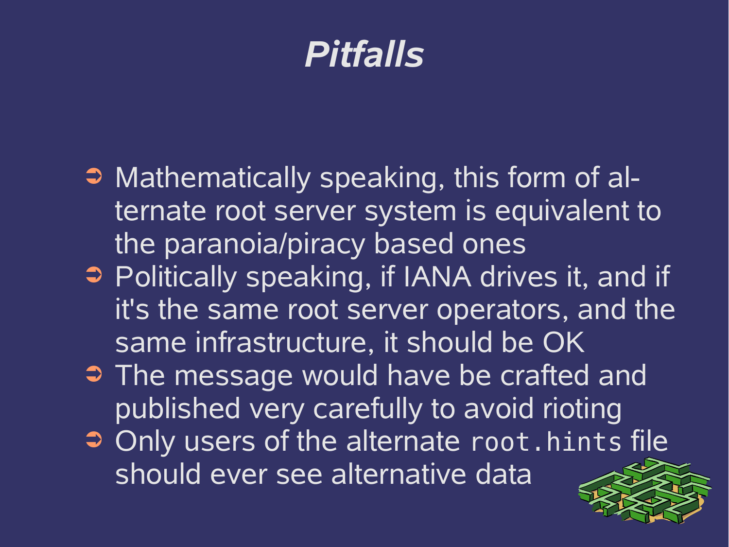# *Pitfalls*

- Mathematically speaking, this form of alternate root server system is equivalent to the paranoia/piracy based ones
- Politically speaking, if IANA drives it, and if it's the same root server operators, and the same infrastructure, it should be OK
- The message would have be crafted and published very carefully to avoid rioting
- Only users of the alternate `root.hints` file should ever see alternative data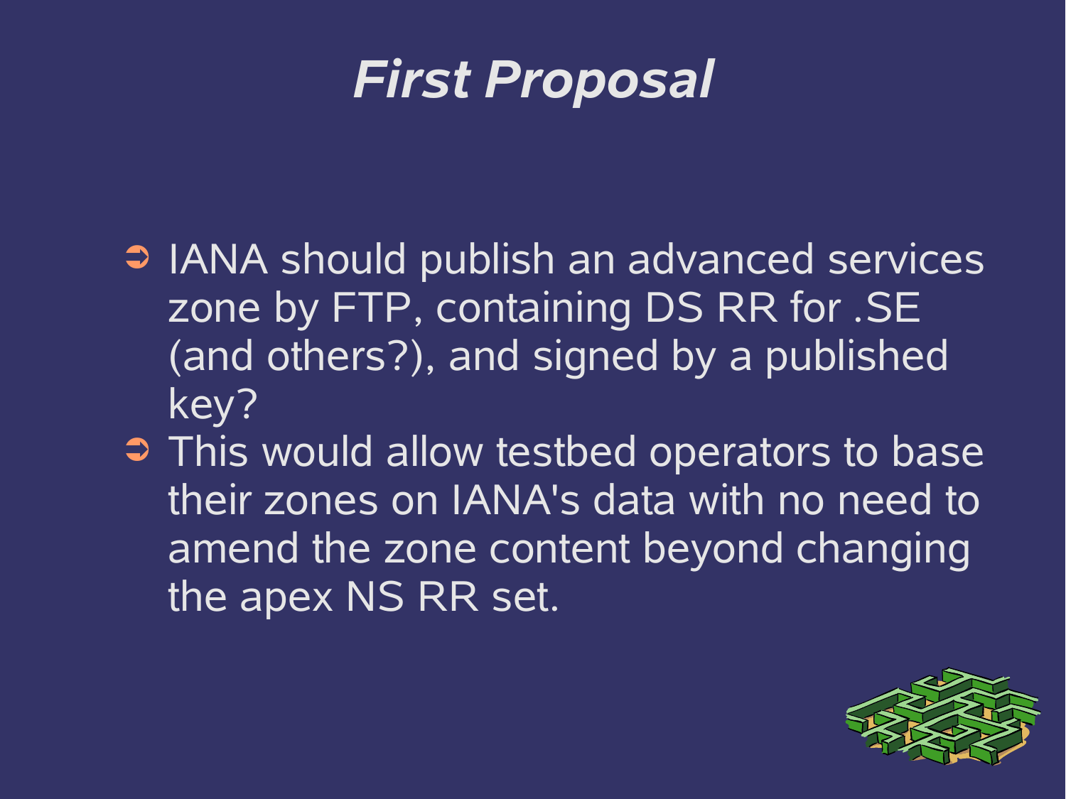# *First Proposal*

- IANA should publish an advanced services zone by FTP, containing DS RR for .SE (and others?), and signed by a published key?
- This would allow testbed operators to base their zones on IANA's data with no need to amend the zone content beyond changing the apex NS RR set.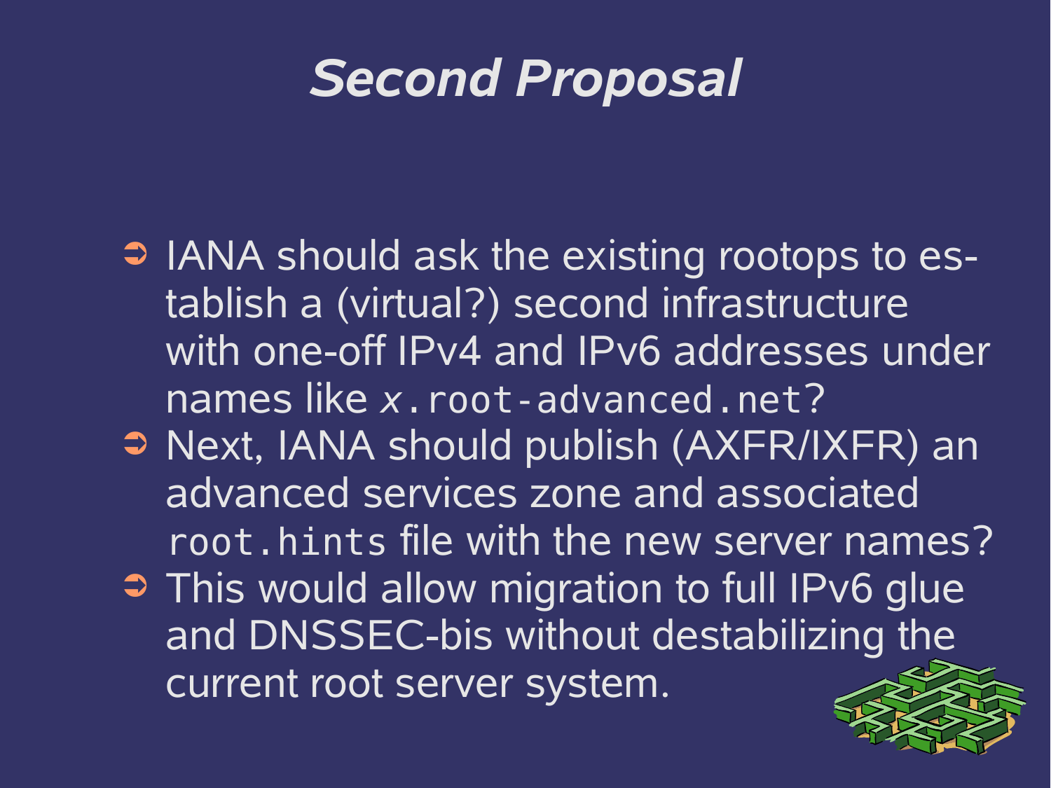# *Second Proposal*

- IANA should ask the existing rootops to establish a (virtual?) second infrastructure with one-off IPv4 and IPv6 addresses under names like `x.root-advanced.net`?
- Next, IANA should publish (AXFR/IXFR) an advanced services zone and associated `root.hints` file with the new server names?
- This would allow migration to full IPv6 glue and DNSSEC-bis without destabilizing the current root server system.